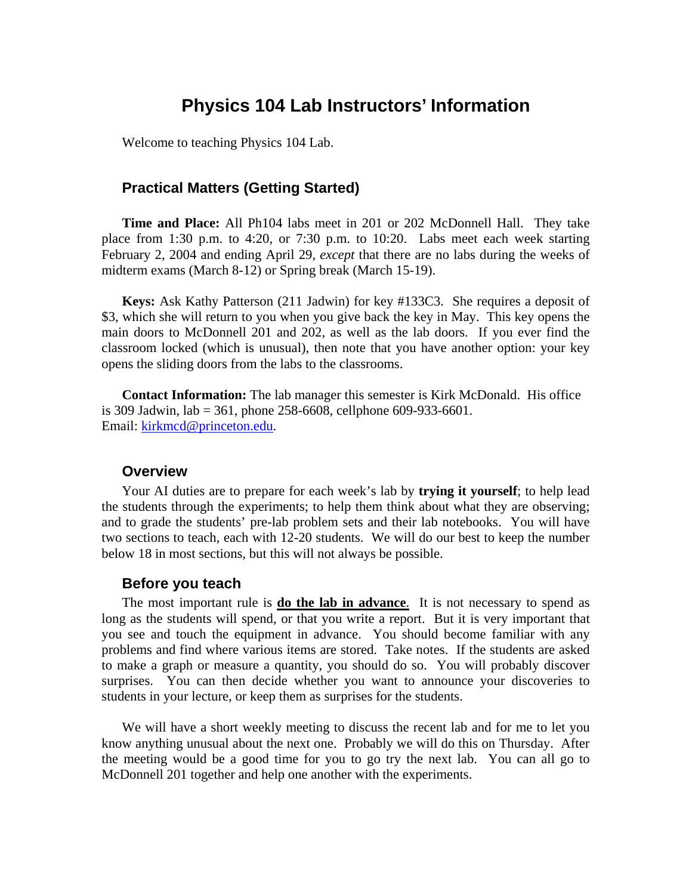# Physics 104 Lab Instructors' Information

Welcome to teaching Physics 104 Lab.

## Practical Matters (Getting Started)

**Time and Place:** All Ph104 labs meet in 201 or 202 McDonnell Hall. They take place from 1:30 p.m. to 4:20, or 7:30 p.m. to 10:20. Labs meet each week starting February 2, 2004 and ending April 29, *except* that there are no labs during the weeks of midterm exams (March 8-12) or Spring break (March 15-19).

**Keys:** Ask Kathy Patterson (211 Jadwin) for key #133C3. She requires a deposit of $3, which she will return to you when you give back the key in May. This key opens the main doors to McDonnell 201 and 202, as well as the lab doors. If you ever find the classroom locked (which is unusual), then note that you have another option: your key opens the sliding doors from the labs to the classrooms.

**Contact Information:** The lab manager this semester is Kirk McDonald. His office is 309 Jadwin, lab = 361, phone 258-6608, cellphone 609-933-6601.
Email: kirkmcd@princeton.edu.

## Overview

Your AI duties are to prepare for each week's lab by **trying it yourself**; to help lead the students through the experiments; to help them think about what they are observing; and to grade the students' pre-lab problem sets and their lab notebooks. You will have two sections to teach, each with 12-20 students. We will do our best to keep the number below 18 in most sections, but this will not always be possible.

## Before you teach

The most important rule is **do the lab in advance**. It is not necessary to spend as long as the students will spend, or that you write a report. But it is very important that you see and touch the equipment in advance. You should become familiar with any problems and find where various items are stored. Take notes. If the students are asked to make a graph or measure a quantity, you should do so. You will probably discover surprises. You can then decide whether you want to announce your discoveries to students in your lecture, or keep them as surprises for the students.

We will have a short weekly meeting to discuss the recent lab and for me to let you know anything unusual about the next one. Probably we will do this on Thursday. After the meeting would be a good time for you to go try the next lab. You can all go to McDonnell 201 together and help one another with the experiments.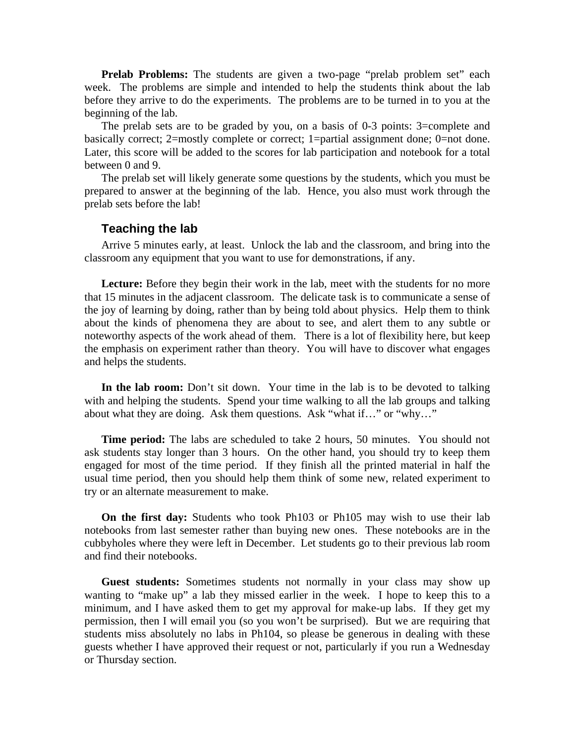**Prelab Problems:** The students are given a two-page "prelab problem set" each week. The problems are simple and intended to help the students think about the lab before they arrive to do the experiments. The problems are to be turned in to you at the beginning of the lab.

The prelab sets are to be graded by you, on a basis of 0-3 points: 3=complete and basically correct; 2=mostly complete or correct; 1=partial assignment done; 0=not done. Later, this score will be added to the scores for lab participation and notebook for a total between 0 and 9.

The prelab set will likely generate some questions by the students, which you must be prepared to answer at the beginning of the lab. Hence, you also must work through the prelab sets before the lab!

## Teaching the lab

Arrive 5 minutes early, at least. Unlock the lab and the classroom, and bring into the classroom any equipment that you want to use for demonstrations, if any.

**Lecture:** Before they begin their work in the lab, meet with the students for no more that 15 minutes in the adjacent classroom. The delicate task is to communicate a sense of the joy of learning by doing, rather than by being told about physics. Help them to think about the kinds of phenomena they are about to see, and alert them to any subtle or noteworthy aspects of the work ahead of them. There is a lot of flexibility here, but keep the emphasis on experiment rather than theory. You will have to discover what engages and helps the students.

**In the lab room:** Don't sit down. Your time in the lab is to be devoted to talking with and helping the students. Spend your time walking to all the lab groups and talking about what they are doing. Ask them questions. Ask "what if…" or "why…"

**Time period:** The labs are scheduled to take 2 hours, 50 minutes. You should not ask students stay longer than 3 hours. On the other hand, you should try to keep them engaged for most of the time period. If they finish all the printed material in half the usual time period, then you should help them think of some new, related experiment to try or an alternate measurement to make.

**On the first day:** Students who took Ph103 or Ph105 may wish to use their lab notebooks from last semester rather than buying new ones. These notebooks are in the cubbyholes where they were left in December. Let students go to their previous lab room and find their notebooks.

**Guest students:** Sometimes students not normally in your class may show up wanting to "make up" a lab they missed earlier in the week. I hope to keep this to a minimum, and I have asked them to get my approval for make-up labs. If they get my permission, then I will email you (so you won't be surprised). But we are requiring that students miss absolutely no labs in Ph104, so please be generous in dealing with these guests whether I have approved their request or not, particularly if you run a Wednesday or Thursday section.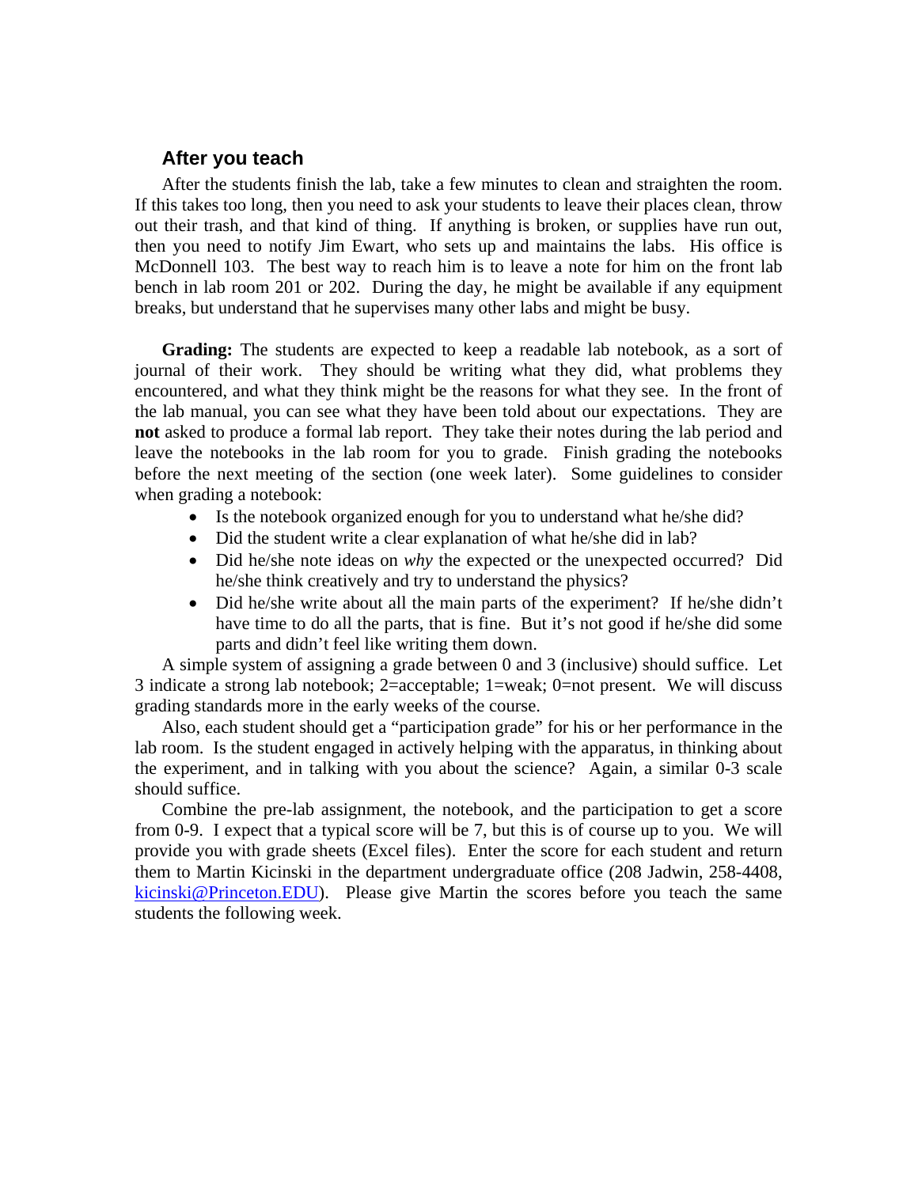## After you teach

After the students finish the lab, take a few minutes to clean and straighten the room. If this takes too long, then you need to ask your students to leave their places clean, throw out their trash, and that kind of thing. If anything is broken, or supplies have run out, then you need to notify Jim Ewart, who sets up and maintains the labs. His office is McDonnell 103. The best way to reach him is to leave a note for him on the front lab bench in lab room 201 or 202. During the day, he might be available if any equipment breaks, but understand that he supervises many other labs and might be busy.

**Grading:** The students are expected to keep a readable lab notebook, as a sort of journal of their work. They should be writing what they did, what problems they encountered, and what they think might be the reasons for what they see. In the front of the lab manual, you can see what they have been told about our expectations. They are **not** asked to produce a formal lab report. They take their notes during the lab period and leave the notebooks in the lab room for you to grade. Finish grading the notebooks before the next meeting of the section (one week later). Some guidelines to consider when grading a notebook:

- Is the notebook organized enough for you to understand what he/she did?
- Did the student write a clear explanation of what he/she did in lab?
- Did he/she note ideas on *why* the expected or the unexpected occurred? Did he/she think creatively and try to understand the physics?
- Did he/she write about all the main parts of the experiment? If he/she didn't have time to do all the parts, that is fine. But it's not good if he/she did some parts and didn't feel like writing them down.

A simple system of assigning a grade between 0 and 3 (inclusive) should suffice. Let 3 indicate a strong lab notebook; 2=acceptable; 1=weak; 0=not present. We will discuss grading standards more in the early weeks of the course.

Also, each student should get a "participation grade" for his or her performance in the lab room. Is the student engaged in actively helping with the apparatus, in thinking about the experiment, and in talking with you about the science? Again, a similar 0-3 scale should suffice.

Combine the pre-lab assignment, the notebook, and the participation to get a score from 0-9. I expect that a typical score will be 7, but this is of course up to you. We will provide you with grade sheets (Excel files). Enter the score for each student and return them to Martin Kicinski in the department undergraduate office (208 Jadwin, 258-4408, kicinski@Princeton.EDU). Please give Martin the scores before you teach the same students the following week.